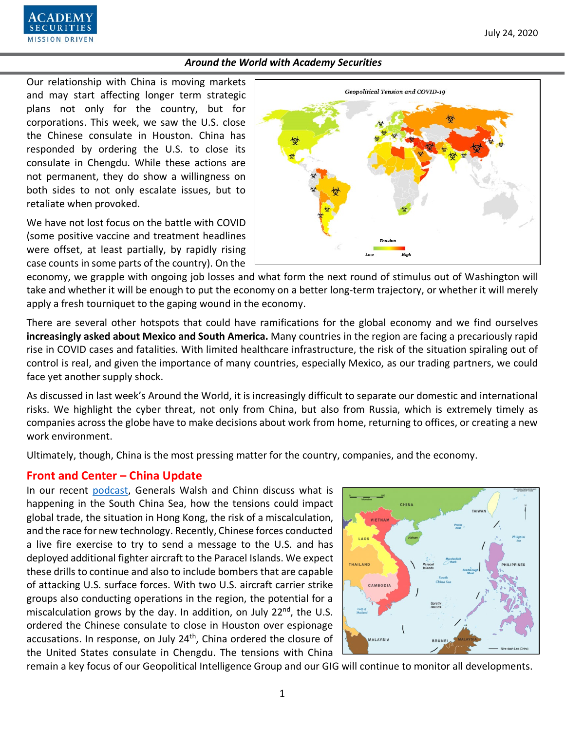July 24, 2020

*Around the World with Academy Securities*

Our relationship with China is moving markets and may start affecting longer term strategic plans not only for the country, but for corporations. This week, we saw the U.S. close the Chinese consulate in Houston. China has responded by ordering the U.S. to close its consulate in Chengdu. While these actions are not permanent, they do show a willingness on both sides to not only escalate issues, but to retaliate when provoked.

We have not lost focus on the battle with COVID (some positive vaccine and treatment headlines were offset, at least partially, by rapidly rising case counts in some parts of the country). On the economy, we grapple with ongoing job losses and what form the next round of stimulus out of Washington will take and whether it will be enough to put the economy on a better long-term trajectory, or whether it will merely apply a fresh tourniquet to the gaping wound in the economy.

There are several other hotspots that could have ramifications for the global economy and we find ourselves **increasingly asked about Mexico and South America.** Many countries in the region are facing a precariously rapid rise in COVID cases and fatalities. With limited healthcare infrastructure, the risk of the situation spiraling out of control is real, and given the importance of many countries, especially Mexico, as our trading partners, we could face yet another supply shock.

As discussed in last week's Around the World, it is increasingly difficult to separate our domestic and international risks. We highlight the cyber threat, not only from China, but also from Russia, which is extremely timely as companies across the globe have to make decisions about work from home, returning to offices, or creating a new work environment.

Ultimately, though, China is the most pressing matter for the country, companies, and the economy.

## Front and Center – China Update

In our recent podcast, Generals Walsh and Chinn discuss what is happening in the South China Sea, how the tensions could impact global trade, the situation in Hong Kong, the risk of a miscalculation, and the race for new technology. Recently, Chinese forces conducted a live fire exercise to try to send a message to the U.S. and has deployed additional fighter aircraft to the Paracel Islands. We expect these drills to continue and also to include bombers that are capable of attacking U.S. surface forces. With two U.S. aircraft carrier strike groups also conducting operations in the region, the potential for a miscalculation grows by the day. In addition, on July 22nd, the U.S. ordered the Chinese consulate to close in Houston over espionage accusations. In response, on July 24th, China ordered the closure of the United States consulate in Chengdu. The tensions with China remain a key focus of our Geopolitical Intelligence Group and our GIG will continue to monitor all developments.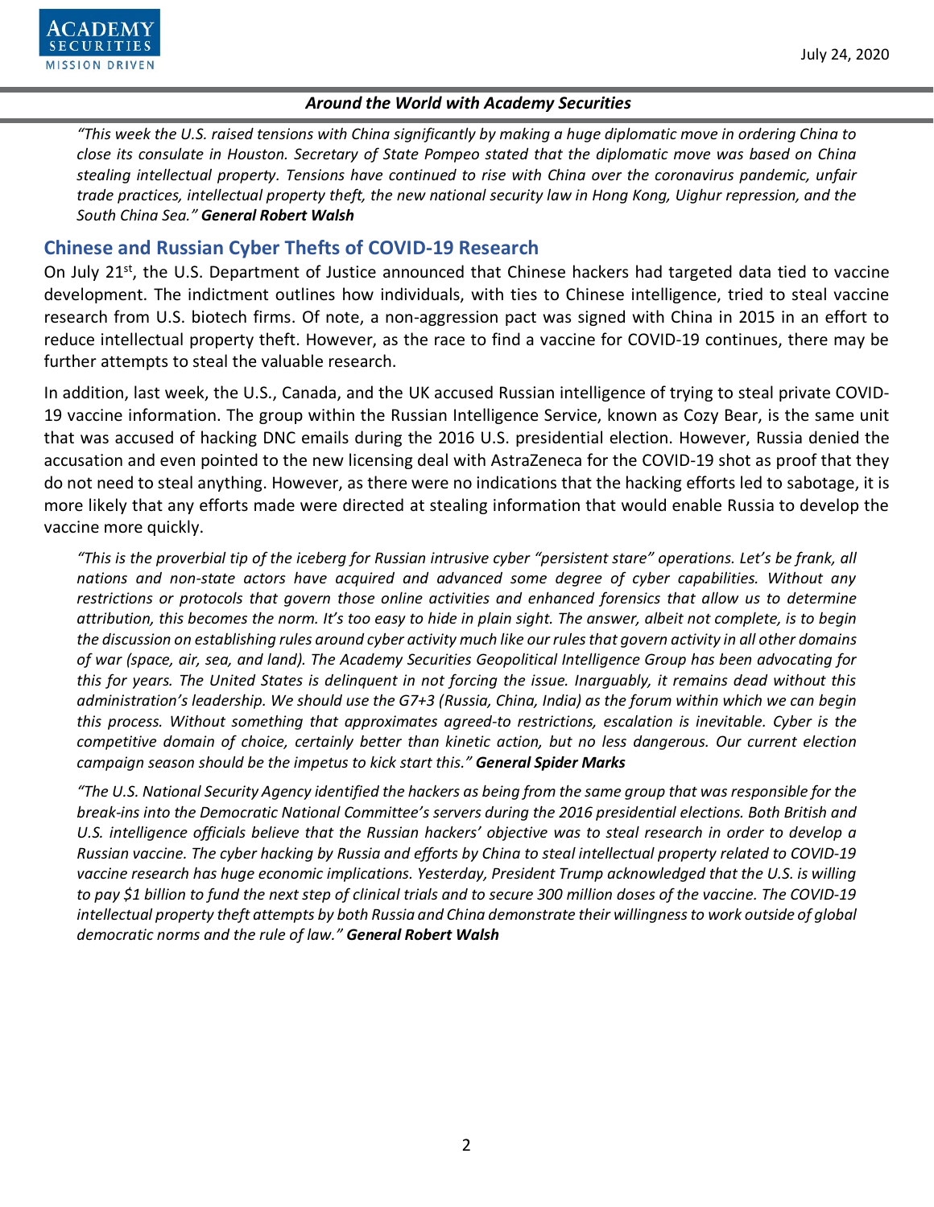*"This week the U.S. raised tensions with China significantly by making a huge diplomatic move in ordering China to close its consulate in Houston. Secretary of State Pompeo stated that the diplomatic move was based on China stealing intellectual property. Tensions have continued to rise with China over the coronavirus pandemic, unfair trade practices, intellectual property theft, the new national security law in Hong Kong, Uighur repression, and the South China Sea."* ***General Robert Walsh***

## Chinese and Russian Cyber Thefts of COVID-19 Research

On July 21st, the U.S. Department of Justice announced that Chinese hackers had targeted data tied to vaccine development. The indictment outlines how individuals, with ties to Chinese intelligence, tried to steal vaccine research from U.S. biotech firms. Of note, a non-aggression pact was signed with China in 2015 in an effort to reduce intellectual property theft. However, as the race to find a vaccine for COVID-19 continues, there may be further attempts to steal the valuable research.

In addition, last week, the U.S., Canada, and the UK accused Russian intelligence of trying to steal private COVID-19 vaccine information. The group within the Russian Intelligence Service, known as Cozy Bear, is the same unit that was accused of hacking DNC emails during the 2016 U.S. presidential election. However, Russia denied the accusation and even pointed to the new licensing deal with AstraZeneca for the COVID-19 shot as proof that they do not need to steal anything. However, as there were no indications that the hacking efforts led to sabotage, it is more likely that any efforts made were directed at stealing information that would enable Russia to develop the vaccine more quickly.

*"This is the proverbial tip of the iceberg for Russian intrusive cyber "persistent stare" operations. Let's be frank, all nations and non-state actors have acquired and advanced some degree of cyber capabilities. Without any restrictions or protocols that govern those online activities and enhanced forensics that allow us to determine attribution, this becomes the norm. It's too easy to hide in plain sight. The answer, albeit not complete, is to begin the discussion on establishing rules around cyber activity much like our rules that govern activity in all other domains of war (space, air, sea, and land). The Academy Securities Geopolitical Intelligence Group has been advocating for this for years. The United States is delinquent in not forcing the issue. Inarguably, it remains dead without this administration's leadership. We should use the G7+3 (Russia, China, India) as the forum within which we can begin this process. Without something that approximates agreed-to restrictions, escalation is inevitable. Cyber is the competitive domain of choice, certainly better than kinetic action, but no less dangerous. Our current election campaign season should be the impetus to kick start this."* ***General Spider Marks***

*"The U.S. National Security Agency identified the hackers as being from the same group that was responsible for the break-ins into the Democratic National Committee's servers during the 2016 presidential elections. Both British and U.S. intelligence officials believe that the Russian hackers' objective was to steal research in order to develop a Russian vaccine. The cyber hacking by Russia and efforts by China to steal intellectual property related to COVID-19 vaccine research has huge economic implications. Yesterday, President Trump acknowledged that the U.S. is willing to pay $1 billion to fund the next step of clinical trials and to secure 300 million doses of the vaccine. The COVID-19 intellectual property theft attempts by both Russia and China demonstrate their willingness to work outside of global democratic norms and the rule of law."* ***General Robert Walsh***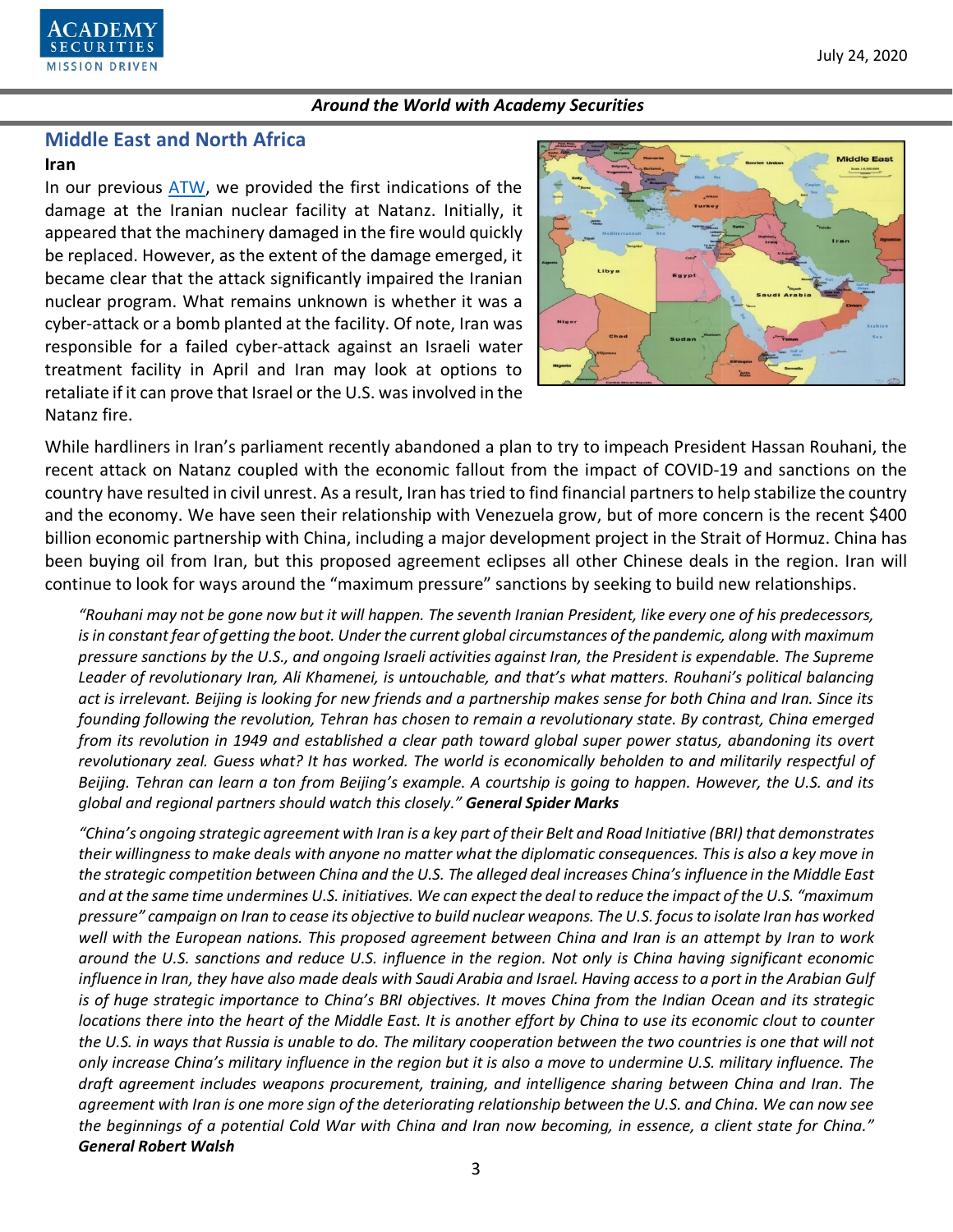## Middle East and North Africa

### Iran

In our previous ATW, we provided the first indications of the damage at the Iranian nuclear facility at Natanz. Initially, it appeared that the machinery damaged in the fire would quickly be replaced. However, as the extent of the damage emerged, it became clear that the attack significantly impaired the Iranian nuclear program. What remains unknown is whether it was a cyber-attack or a bomb planted at the facility. Of note, Iran was responsible for a failed cyber-attack against an Israeli water treatment facility in April and Iran may look at options to retaliate if it can prove that Israel or the U.S. was involved in the Natanz fire.

While hardliners in Iran's parliament recently abandoned a plan to try to impeach President Hassan Rouhani, the recent attack on Natanz coupled with the economic fallout from the impact of COVID-19 and sanctions on the country have resulted in civil unrest. As a result, Iran has tried to find financial partners to help stabilize the country and the economy. We have seen their relationship with Venezuela grow, but of more concern is the recent $400 billion economic partnership with China, including a major development project in the Strait of Hormuz. China has been buying oil from Iran, but this proposed agreement eclipses all other Chinese deals in the region. Iran will continue to look for ways around the "maximum pressure" sanctions by seeking to build new relationships.

*"Rouhani may not be gone now but it will happen. The seventh Iranian President, like every one of his predecessors, is in constant fear of getting the boot. Under the current global circumstances of the pandemic, along with maximum pressure sanctions by the U.S., and ongoing Israeli activities against Iran, the President is expendable. The Supreme Leader of revolutionary Iran, Ali Khamenei, is untouchable, and that's what matters. Rouhani's political balancing act is irrelevant. Beijing is looking for new friends and a partnership makes sense for both China and Iran. Since its founding following the revolution, Tehran has chosen to remain a revolutionary state. By contrast, China emerged from its revolution in 1949 and established a clear path toward global super power status, abandoning its overt revolutionary zeal. Guess what? It has worked. The world is economically beholden to and militarily respectful of Beijing. Tehran can learn a ton from Beijing's example. A courtship is going to happen. However, the U.S. and its global and regional partners should watch this closely."* ***General Spider Marks***

*"China's ongoing strategic agreement with Iran is a key part of their Belt and Road Initiative (BRI) that demonstrates their willingness to make deals with anyone no matter what the diplomatic consequences. This is also a key move in the strategic competition between China and the U.S. The alleged deal increases China's influence in the Middle East and at the same time undermines U.S. initiatives. We can expect the deal to reduce the impact of the U.S. "maximum pressure" campaign on Iran to cease its objective to build nuclear weapons. The U.S. focus to isolate Iran has worked well with the European nations. This proposed agreement between China and Iran is an attempt by Iran to work around the U.S. sanctions and reduce U.S. influence in the region. Not only is China having significant economic influence in Iran, they have also made deals with Saudi Arabia and Israel. Having access to a port in the Arabian Gulf is of huge strategic importance to China's BRI objectives. It moves China from the Indian Ocean and its strategic locations there into the heart of the Middle East. It is another effort by China to use its economic clout to counter the U.S. in ways that Russia is unable to do. The military cooperation between the two countries is one that will not only increase China's military influence in the region but it is also a move to undermine U.S. military influence. The draft agreement includes weapons procurement, training, and intelligence sharing between China and Iran. The agreement with Iran is one more sign of the deteriorating relationship between the U.S. and China. We can now see the beginnings of a potential Cold War with China and Iran now becoming, in essence, a client state for China."* ***General Robert Walsh***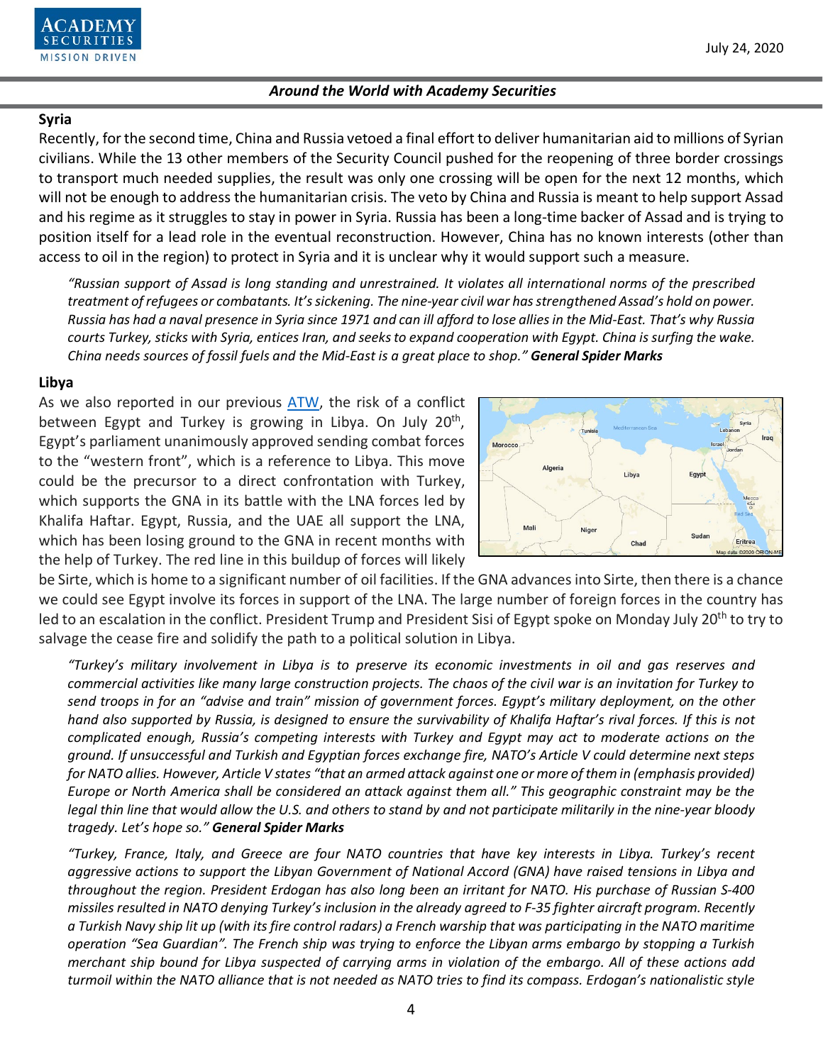### Syria

Recently, for the second time, China and Russia vetoed a final effort to deliver humanitarian aid to millions of Syrian civilians. While the 13 other members of the Security Council pushed for the reopening of three border crossings to transport much needed supplies, the result was only one crossing will be open for the next 12 months, which will not be enough to address the humanitarian crisis. The veto by China and Russia is meant to help support Assad and his regime as it struggles to stay in power in Syria. Russia has been a long-time backer of Assad and is trying to position itself for a lead role in the eventual reconstruction. However, China has no known interests (other than access to oil in the region) to protect in Syria and it is unclear why it would support such a measure.

*"Russian support of Assad is long standing and unrestrained. It violates all international norms of the prescribed treatment of refugees or combatants. It's sickening. The nine-year civil war has strengthened Assad's hold on power. Russia has had a naval presence in Syria since 1971 and can ill afford to lose allies in the Mid-East. That's why Russia courts Turkey, sticks with Syria, entices Iran, and seeks to expand cooperation with Egypt. China is surfing the wake. China needs sources of fossil fuels and the Mid-East is a great place to shop."* ***General Spider Marks***

### Libya

As we also reported in our previous [ATW](), the risk of a conflict between Egypt and Turkey is growing in Libya. On July 20th, Egypt's parliament unanimously approved sending combat forces to the "western front", which is a reference to Libya. This move could be the precursor to a direct confrontation with Turkey, which supports the GNA in its battle with the LNA forces led by Khalifa Haftar. Egypt, Russia, and the UAE all support the LNA, which has been losing ground to the GNA in recent months with the help of Turkey. The red line in this buildup of forces will likely be Sirte, which is home to a significant number of oil facilities. If the GNA advances into Sirte, then there is a chance we could see Egypt involve its forces in support of the LNA. The large number of foreign forces in the country has led to an escalation in the conflict. President Trump and President Sisi of Egypt spoke on Monday July 20th to try to salvage the cease fire and solidify the path to a political solution in Libya.

*"Turkey's military involvement in Libya is to preserve its economic investments in oil and gas reserves and commercial activities like many large construction projects. The chaos of the civil war is an invitation for Turkey to send troops in for an "advise and train" mission of government forces. Egypt's military deployment, on the other hand also supported by Russia, is designed to ensure the survivability of Khalifa Haftar's rival forces. If this is not complicated enough, Russia's competing interests with Turkey and Egypt may act to moderate actions on the ground. If unsuccessful and Turkish and Egyptian forces exchange fire, NATO's Article V could determine next steps for NATO allies. However, Article V states "that an armed attack against one or more of them in (emphasis provided) Europe or North America shall be considered an attack against them all." This geographic constraint may be the legal thin line that would allow the U.S. and others to stand by and not participate militarily in the nine-year bloody tragedy. Let's hope so."* ***General Spider Marks***

*"Turkey, France, Italy, and Greece are four NATO countries that have key interests in Libya. Turkey's recent aggressive actions to support the Libyan Government of National Accord (GNA) have raised tensions in Libya and throughout the region. President Erdogan has also long been an irritant for NATO. His purchase of Russian S-400 missiles resulted in NATO denying Turkey's inclusion in the already agreed to F-35 fighter aircraft program. Recently a Turkish Navy ship lit up (with its fire control radars) a French warship that was participating in the NATO maritime operation "Sea Guardian". The French ship was trying to enforce the Libyan arms embargo by stopping a Turkish merchant ship bound for Libya suspected of carrying arms in violation of the embargo. All of these actions add turmoil within the NATO alliance that is not needed as NATO tries to find its compass. Erdogan's nationalistic style*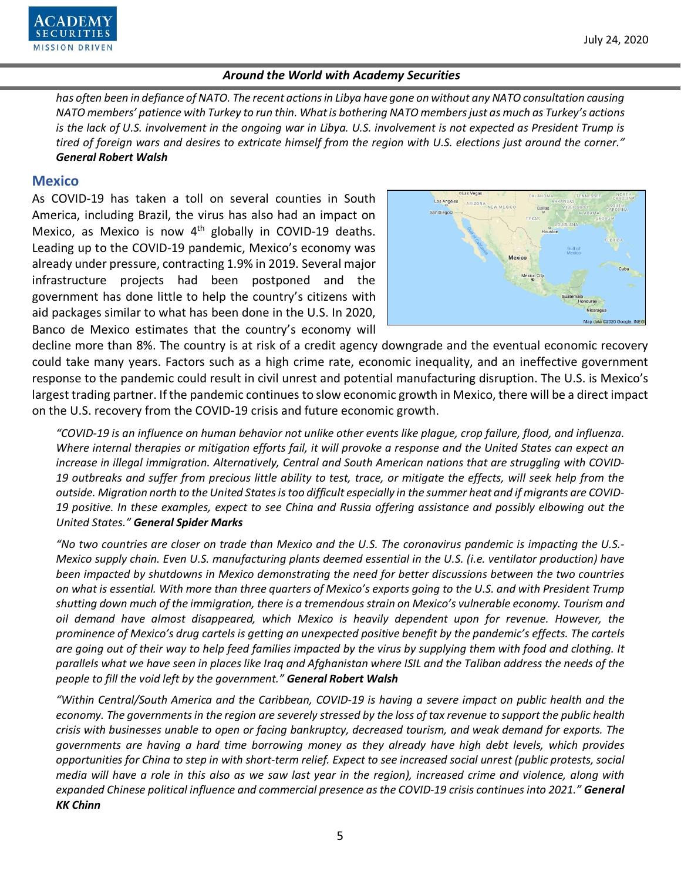*has often been in defiance of NATO. The recent actions in Libya have gone on without any NATO consultation causing NATO members' patience with Turkey to run thin. What is bothering NATO members just as much as Turkey's actions is the lack of U.S. involvement in the ongoing war in Libya. U.S. involvement is not expected as President Trump is tired of foreign wars and desires to extricate himself from the region with U.S. elections just around the corner."* ***General Robert Walsh***

## Mexico

As COVID-19 has taken a toll on several counties in South America, including Brazil, the virus has also had an impact on Mexico, as Mexico is now 4th globally in COVID-19 deaths. Leading up to the COVID-19 pandemic, Mexico's economy was already under pressure, contracting 1.9% in 2019. Several major infrastructure projects had been postponed and the government has done little to help the country's citizens with aid packages similar to what has been done in the U.S. In 2020, Banco de Mexico estimates that the country's economy will decline more than 8%. The country is at risk of a credit agency downgrade and the eventual economic recovery could take many years. Factors such as a high crime rate, economic inequality, and an ineffective government response to the pandemic could result in civil unrest and potential manufacturing disruption. The U.S. is Mexico's largest trading partner. If the pandemic continues to slow economic growth in Mexico, there will be a direct impact on the U.S. recovery from the COVID-19 crisis and future economic growth.

*"COVID-19 is an influence on human behavior not unlike other events like plague, crop failure, flood, and influenza. Where internal therapies or mitigation efforts fail, it will provoke a response and the United States can expect an increase in illegal immigration. Alternatively, Central and South American nations that are struggling with COVID-19 outbreaks and suffer from precious little ability to test, trace, or mitigate the effects, will seek help from the outside. Migration north to the United States is too difficult especially in the summer heat and if migrants are COVID-19 positive. In these examples, expect to see China and Russia offering assistance and possibly elbowing out the United States."* ***General Spider Marks***

*"No two countries are closer on trade than Mexico and the U.S. The coronavirus pandemic is impacting the U.S.-Mexico supply chain. Even U.S. manufacturing plants deemed essential in the U.S. (i.e. ventilator production) have been impacted by shutdowns in Mexico demonstrating the need for better discussions between the two countries on what is essential. With more than three quarters of Mexico's exports going to the U.S. and with President Trump shutting down much of the immigration, there is a tremendous strain on Mexico's vulnerable economy. Tourism and oil demand have almost disappeared, which Mexico is heavily dependent upon for revenue. However, the prominence of Mexico's drug cartels is getting an unexpected positive benefit by the pandemic's effects. The cartels are going out of their way to help feed families impacted by the virus by supplying them with food and clothing. It parallels what we have seen in places like Iraq and Afghanistan where ISIL and the Taliban address the needs of the people to fill the void left by the government."* ***General Robert Walsh***

*"Within Central/South America and the Caribbean, COVID-19 is having a severe impact on public health and the economy. The governments in the region are severely stressed by the loss of tax revenue to support the public health crisis with businesses unable to open or facing bankruptcy, decreased tourism, and weak demand for exports. The governments are having a hard time borrowing money as they already have high debt levels, which provides opportunities for China to step in with short-term relief. Expect to see increased social unrest (public protests, social media will have a role in this also as we saw last year in the region), increased crime and violence, along with expanded Chinese political influence and commercial presence as the COVID-19 crisis continues into 2021."* ***General KK Chinn***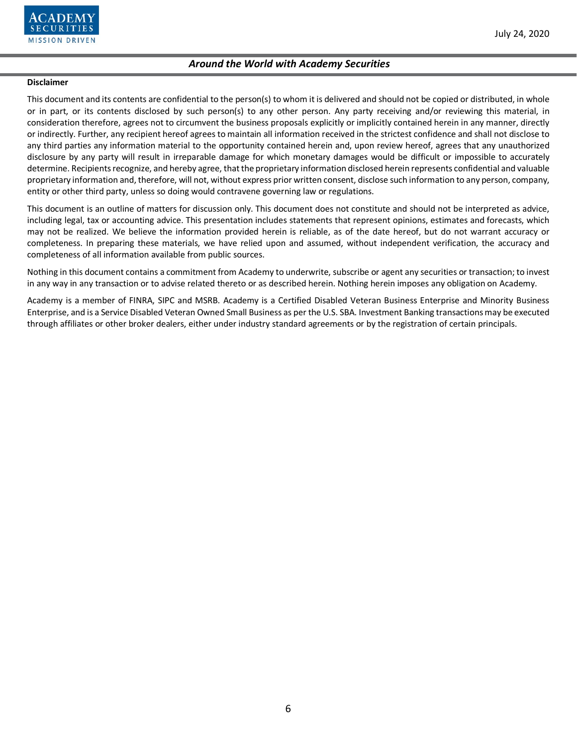**Disclaimer**

This document and its contents are confidential to the person(s) to whom it is delivered and should not be copied or distributed, in whole or in part, or its contents disclosed by such person(s) to any other person. Any party receiving and/or reviewing this material, in consideration therefore, agrees not to circumvent the business proposals explicitly or implicitly contained herein in any manner, directly or indirectly. Further, any recipient hereof agrees to maintain all information received in the strictest confidence and shall not disclose to any third parties any information material to the opportunity contained herein and, upon review hereof, agrees that any unauthorized disclosure by any party will result in irreparable damage for which monetary damages would be difficult or impossible to accurately determine. Recipients recognize, and hereby agree, that the proprietary information disclosed herein represents confidential and valuable proprietary information and, therefore, will not, without express prior written consent, disclose such information to any person, company, entity or other third party, unless so doing would contravene governing law or regulations.

This document is an outline of matters for discussion only. This document does not constitute and should not be interpreted as advice, including legal, tax or accounting advice. This presentation includes statements that represent opinions, estimates and forecasts, which may not be realized. We believe the information provided herein is reliable, as of the date hereof, but do not warrant accuracy or completeness. In preparing these materials, we have relied upon and assumed, without independent verification, the accuracy and completeness of all information available from public sources.

Nothing in this document contains a commitment from Academy to underwrite, subscribe or agent any securities or transaction; to invest in any way in any transaction or to advise related thereto or as described herein. Nothing herein imposes any obligation on Academy.

Academy is a member of FINRA, SIPC and MSRB. Academy is a Certified Disabled Veteran Business Enterprise and Minority Business Enterprise, and is a Service Disabled Veteran Owned Small Business as per the U.S. SBA. Investment Banking transactions may be executed through affiliates or other broker dealers, either under industry standard agreements or by the registration of certain principals.